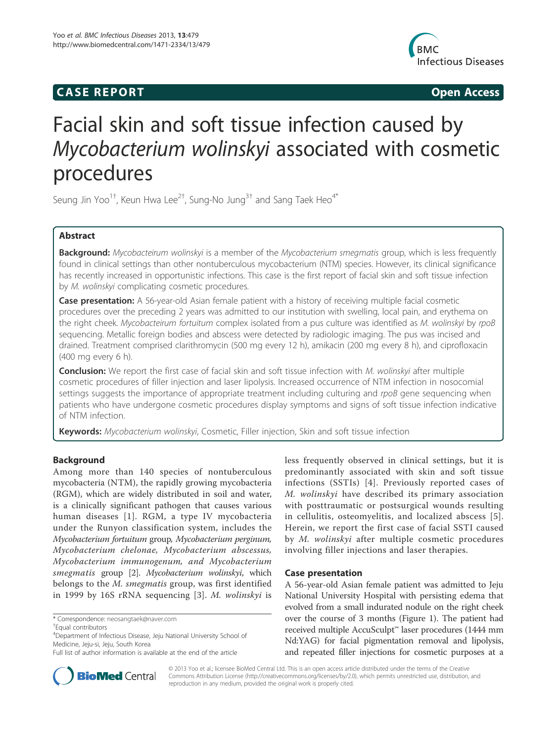**CASE REPORT** **Open Access**

# Facial skin and soft tissue infection caused by *Mycobacterium wolinskyi* associated with cosmetic procedures

Seung Jin Yoo[1†], Keun Hwa Lee[2†], Sung-No Jung[3†] and Sang Taek Heo[4*]

## Abstract

**Background:** *Mycobacteirum wolinskyi* is a member of the *Mycobacterium smegmatis* group, which is less frequently found in clinical settings than other nontuberculous mycobacterium (NTM) species. However, its clinical significance has recently increased in opportunistic infections. This case is the first report of facial skin and soft tissue infection by *M. wolinskyi* complicating cosmetic procedures.

**Case presentation:** A 56-year-old Asian female patient with a history of receiving multiple facial cosmetic procedures over the preceding 2 years was admitted to our institution with swelling, local pain, and erythema on the right cheek. *Mycobacteirum fortuitum* complex isolated from a pus culture was identified as *M. wolinskyi* by *rpoB* sequencing. Metallic foreign bodies and abscess were detected by radiologic imaging. The pus was incised and drained. Treatment comprised clarithromycin (500 mg every 12 h), amikacin (200 mg every 8 h), and ciprofloxacin (400 mg every 6 h).

**Conclusion:** We report the first case of facial skin and soft tissue infection with *M. wolinskyi* after multiple cosmetic procedures of filler injection and laser lipolysis. Increased occurrence of NTM infection in nosocomial settings suggests the importance of appropriate treatment including culturing and *rpoB* gene sequencing when patients who have undergone cosmetic procedures display symptoms and signs of soft tissue infection indicative of NTM infection.

**Keywords:** *Mycobacterium wolinskyi*, Cosmetic, Filler injection, Skin and soft tissue infection

## Background

Among more than 140 species of nontuberculous mycobacteria (NTM), the rapidly growing mycobacteria (RGM), which are widely distributed in soil and water, is a clinically significant pathogen that causes various human diseases [1]. RGM, a type IV mycobacteria under the Runyon classification system, includes the *Mycobacterium fortuitum* group, *Mycobacterium perginum, Mycobacterium chelonae, Mycobacterium abscessus, Mycobacterium immunogenum, and Mycobacterium smegmatis* group [2]. *Mycobacterium wolinskyi*, which belongs to the *M. smegmatis* group, was first identified in 1999 by 16S rRNA sequencing [3]. *M. wolinskyi* is less frequently observed in clinical settings, but it is predominantly associated with skin and soft tissue infections (SSTIs) [4]. Previously reported cases of *M. wolinskyi* have described its primary association with posttraumatic or postsurgical wounds resulting in cellulitis, osteomyelitis, and localized abscess [5]. Herein, we report the first case of facial SSTI caused by *M. wolinskyi* after multiple cosmetic procedures involving filler injections and laser therapies.

## Case presentation

A 56-year-old Asian female patient was admitted to Jeju National University Hospital with persisting edema that evolved from a small indurated nodule on the right cheek over the course of 3 months (Figure 1). The patient had received multiple AccuSculpt™ laser procedures (1444 mm Nd:YAG) for facial pigmentation removal and lipolysis, and repeated filler injections for cosmetic purposes at a

\* Correspondence: neosangtaek@naver.com

†Equal contributors

[4]Department of Infectious Disease, Jeju National University School of Medicine, Jeju-si, Jeju, South Korea

Full list of author information is available at the end of the article

© 2013 Yoo et al.; licensee BioMed Central Ltd. This is an open access article distributed under the terms of the Creative Commons Attribution License (http://creativecommons.org/licenses/by/2.0), which permits unrestricted use, distribution, and reproduction in any medium, provided the original work is properly cited.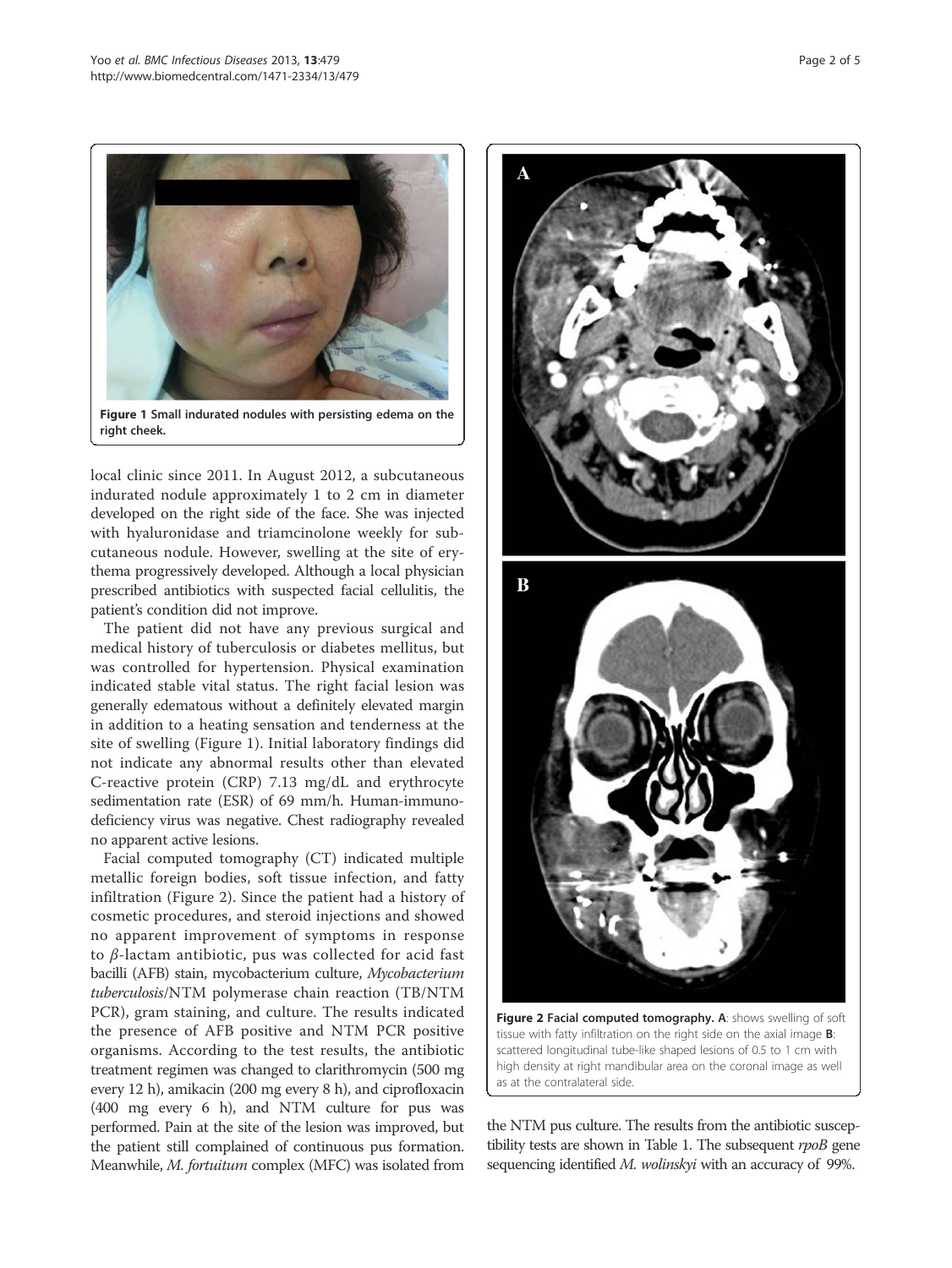Figure 1 Small indurated nodules with persisting edema on the right cheek.

local clinic since 2011. In August 2012, a subcutaneous indurated nodule approximately 1 to 2 cm in diameter developed on the right side of the face. She was injected with hyaluronidase and triamcinolone weekly for subcutaneous nodule. However, swelling at the site of erythema progressively developed. Although a local physician prescribed antibiotics with suspected facial cellulitis, the patient's condition did not improve.

The patient did not have any previous surgical and medical history of tuberculosis or diabetes mellitus, but was controlled for hypertension. Physical examination indicated stable vital status. The right facial lesion was generally edematous without a definitely elevated margin in addition to a heating sensation and tenderness at the site of swelling (Figure 1). Initial laboratory findings did not indicate any abnormal results other than elevated C-reactive protein (CRP) 7.13 mg/dL and erythrocyte sedimentation rate (ESR) of 69 mm/h. Human-immunodeficiency virus was negative. Chest radiography revealed no apparent active lesions.

Facial computed tomography (CT) indicated multiple metallic foreign bodies, soft tissue infection, and fatty infiltration (Figure 2). Since the patient had a history of cosmetic procedures, and steroid injections and showed no apparent improvement of symptoms in response to $\beta$-lactam antibiotic, pus was collected for acid fast bacilli (AFB) stain, mycobacterium culture, *Mycobacterium tuberculosis*/NTM polymerase chain reaction (TB/NTM PCR), gram staining, and culture. The results indicated the presence of AFB positive and NTM PCR positive organisms. According to the test results, the antibiotic treatment regimen was changed to clarithromycin (500 mg every 12 h), amikacin (200 mg every 8 h), and ciprofloxacin (400 mg every 6 h), and NTM culture for pus was performed. Pain at the site of the lesion was improved, but the patient still complained of continuous pus formation. Meanwhile, *M. fortuitum* complex (MFC) was isolated from the NTM pus culture. The results from the antibiotic susceptibility tests are shown in Table 1. The subsequent *rpoB* gene sequencing identified *M. wolinskyi* with an accuracy of 99%.

Figure 2 Facial computed tomography. A: shows swelling of soft tissue with fatty infiltration on the right side on the axial image B: scattered longitudinal tube-like shaped lesions of 0.5 to 1 cm with high density at right mandibular area on the coronal image as well as at the contralateral side.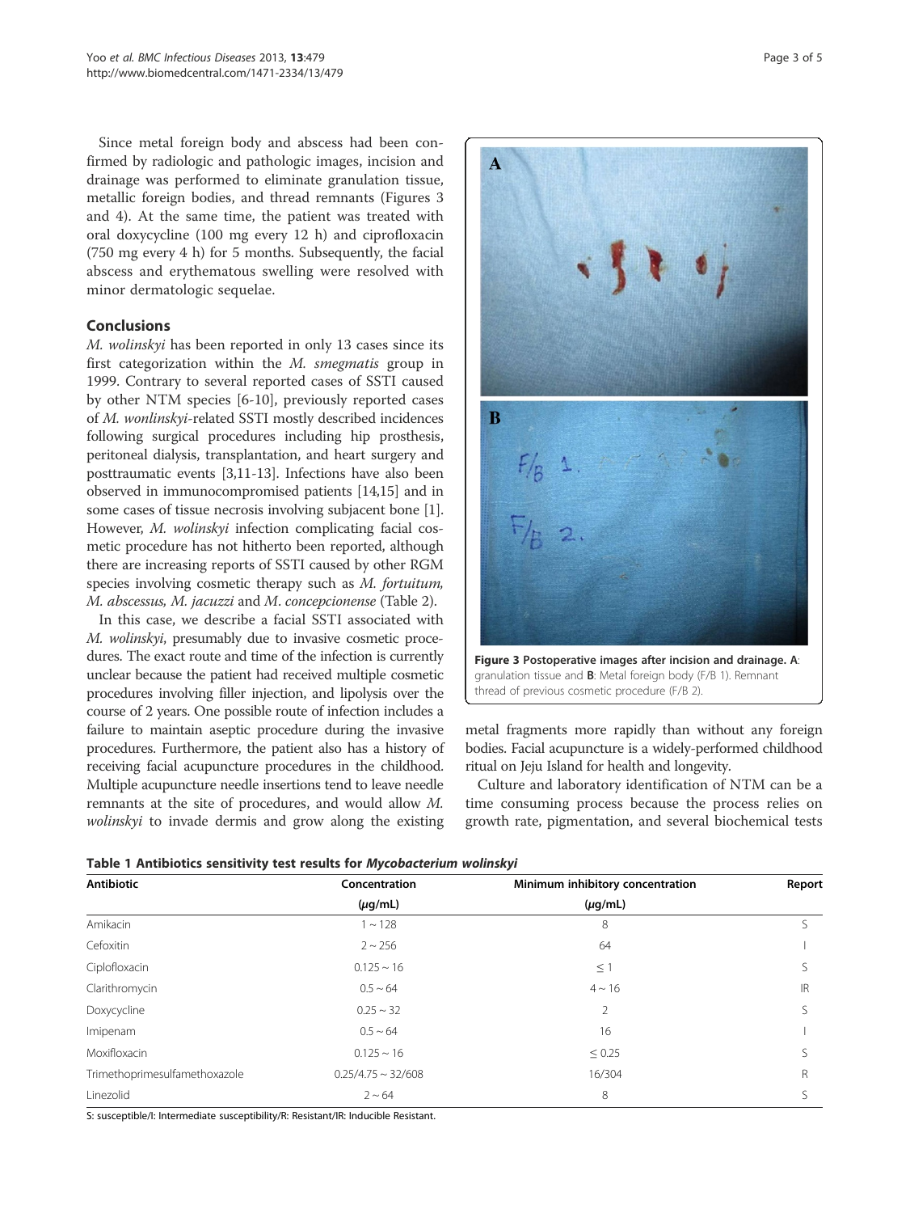Since metal foreign body and abscess had been confirmed by radiologic and pathologic images, incision and drainage was performed to eliminate granulation tissue, metallic foreign bodies, and thread remnants (Figures 3 and 4). At the same time, the patient was treated with oral doxycycline (100 mg every 12 h) and ciprofloxacin (750 mg every 4 h) for 5 months. Subsequently, the facial abscess and erythematous swelling were resolved with minor dermatologic sequelae.

## Conclusions

*M. wolinskyi* has been reported in only 13 cases since its first categorization within the *M. smegmatis* group in 1999. Contrary to several reported cases of SSTI caused by other NTM species [6-10], previously reported cases of *M. wonlinskyi*-related SSTI mostly described incidences following surgical procedures including hip prosthesis, peritoneal dialysis, transplantation, and heart surgery and posttraumatic events [3,11-13]. Infections have also been observed in immunocompromised patients [14,15] and in some cases of tissue necrosis involving subjacent bone [1]. However, *M. wolinskyi* infection complicating facial cosmetic procedure has not hitherto been reported, although there are increasing reports of SSTI caused by other RGM species involving cosmetic therapy such as *M. fortuitum, M. abscessus, M. jacuzzi* and *M. concepcionense* (Table 2).

In this case, we describe a facial SSTI associated with *M. wolinskyi*, presumably due to invasive cosmetic procedures. The exact route and time of the infection is currently unclear because the patient had received multiple cosmetic procedures involving filler injection, and lipolysis over the course of 2 years. One possible route of infection includes a failure to maintain aseptic procedure during the invasive procedures. Furthermore, the patient also has a history of receiving facial acupuncture procedures in the childhood. Multiple acupuncture needle insertions tend to leave needle remnants at the site of procedures, and would allow *M. wolinskyi* to invade dermis and grow along the existing metal fragments more rapidly than without any foreign bodies. Facial acupuncture is a widely-performed childhood ritual on Jeju Island for health and longevity.

Culture and laboratory identification of NTM can be a time consuming process because the process relies on growth rate, pigmentation, and several biochemical tests

**Figure 3 Postoperative images after incision and drainage. A**: granulation tissue and **B**: Metal foreign body (F/B 1). Remnant thread of previous cosmetic procedure (F/B 2).

**Table 1 Antibiotics sensitivity test results for *Mycobacterium wolinskyi***

| Antibiotic | Concentration (μg/mL) | Minimum inhibitory concentration (μg/mL) | Report |
|---|---|---|---|
| Amikacin | 1 ~ 128 | 8 | S |
| Cefoxitin | 2 ~ 256 | 64 | I |
| Ciplofloxacin | 0.125 ~ 16 | ≤ 1 | S |
| Clarithromycin | 0.5 ~ 64 | 4 ~ 16 | IR |
| Doxycycline | 0.25 ~ 32 | 2 | S |
| Imipenam | 0.5 ~ 64 | 16 | I |
| Moxifloxacin | 0.125 ~ 16 | ≤ 0.25 | S |
| Trimethoprimesulfamethoxazole | 0.25/4.75 ~ 32/608 | 16/304 | R |
| Linezolid | 2 ~ 64 | 8 | S |

S: susceptible/I: Intermediate susceptibility/R: Resistant/IR: Inducible Resistant.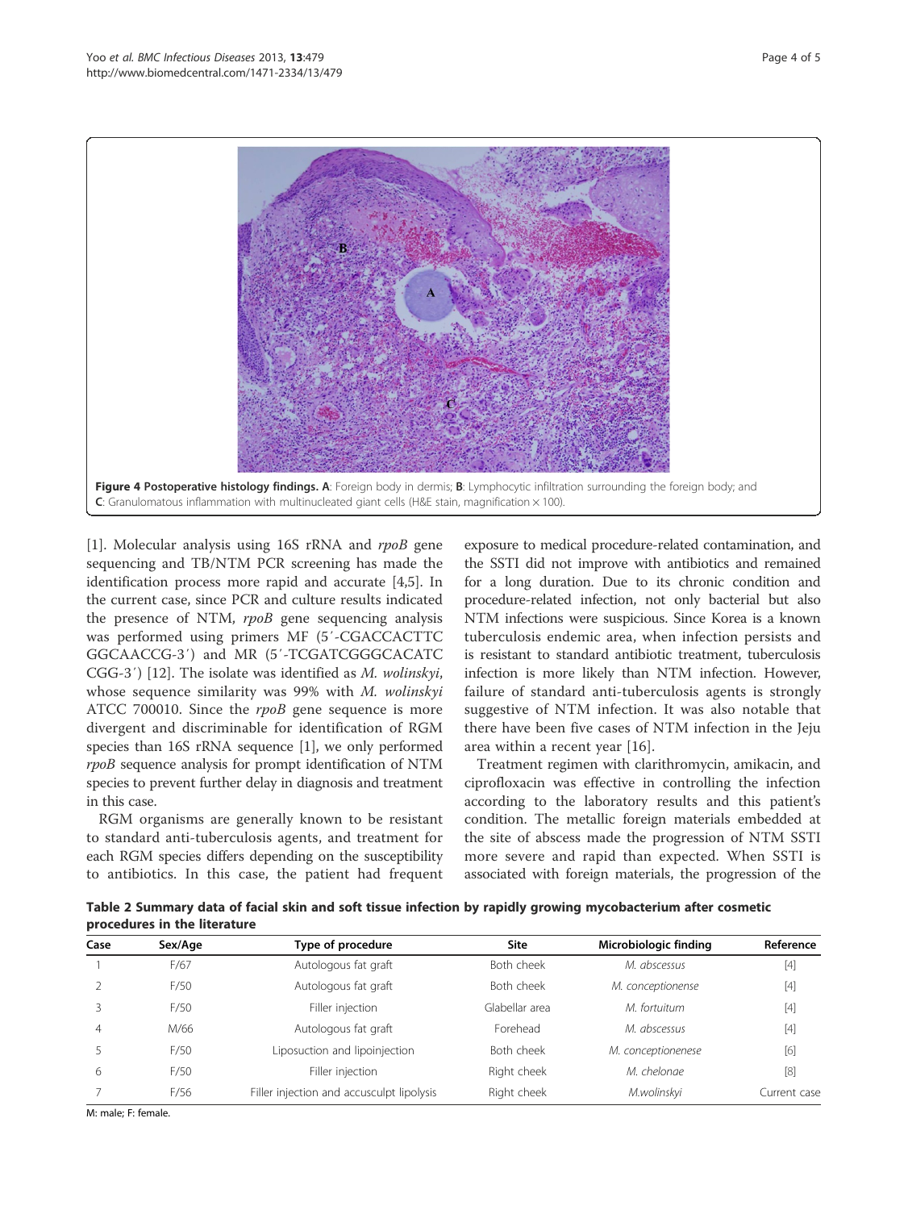**Figure 4 Postoperative histology findings. A**: Foreign body in dermis; **B**: Lymphocytic infiltration surrounding the foreign body; and **C**: Granulomatous inflammation with multinucleated giant cells (H&E stain, magnification × 100).

[1]. Molecular analysis using 16S rRNA and *rpoB* gene sequencing and TB/NTM PCR screening has made the identification process more rapid and accurate [4,5]. In the current case, since PCR and culture results indicated the presence of NTM, *rpoB* gene sequencing analysis was performed using primers MF (5′-CGACCACTTC GGCAACCG-3′) and MR (5′-TCGATCGGGCACATC CGG-3′) [12]. The isolate was identified as *M. wolinskyi*, whose sequence similarity was 99% with *M. wolinskyi* ATCC 700010. Since the *rpoB* gene sequence is more divergent and discriminable for identification of RGM species than 16S rRNA sequence [1], we only performed *rpoB* sequence analysis for prompt identification of NTM species to prevent further delay in diagnosis and treatment in this case.

RGM organisms are generally known to be resistant to standard anti-tuberculosis agents, and treatment for each RGM species differs depending on the susceptibility to antibiotics. In this case, the patient had frequent exposure to medical procedure-related contamination, and the SSTI did not improve with antibiotics and remained for a long duration. Due to its chronic condition and procedure-related infection, not only bacterial but also NTM infections were suspicious. Since Korea is a known tuberculosis endemic area, when infection persists and is resistant to standard antibiotic treatment, tuberculosis infection is more likely than NTM infection. However, failure of standard anti-tuberculosis agents is strongly suggestive of NTM infection. It was also notable that there have been five cases of NTM infection in the Jeju area within a recent year [16].

Treatment regimen with clarithromycin, amikacin, and ciprofloxacin was effective in controlling the infection according to the laboratory results and this patient's condition. The metallic foreign materials embedded at the site of abscess made the progression of NTM SSTI more severe and rapid than expected. When SSTI is associated with foreign materials, the progression of the

**Table 2 Summary data of facial skin and soft tissue infection by rapidly growing mycobacterium after cosmetic procedures in the literature**

| Case | Sex/Age | Type of procedure | Site | Microbiologic finding | Reference |
|---|---|---|---|---|---|
| 1 | F/67 | Autologous fat graft | Both cheek | *M. abscessus* | [4] |
| 2 | F/50 | Autologous fat graft | Both cheek | *M. conceptionense* | [4] |
| 3 | F/50 | Filler injection | Glabellar area | *M. fortuitum* | [4] |
| 4 | M/66 | Autologous fat graft | Forehead | *M. abscessus* | [4] |
| 5 | F/50 | Liposuction and lipoinjection | Both cheek | *M. conceptionenese* | [6] |
| 6 | F/50 | Filler injection | Right cheek | *M. chelonae* | [8] |
| 7 | F/56 | Filler injection and accusculpt lipolysis | Right cheek | *M.wolinskyi* | Current case |

M: male; F: female.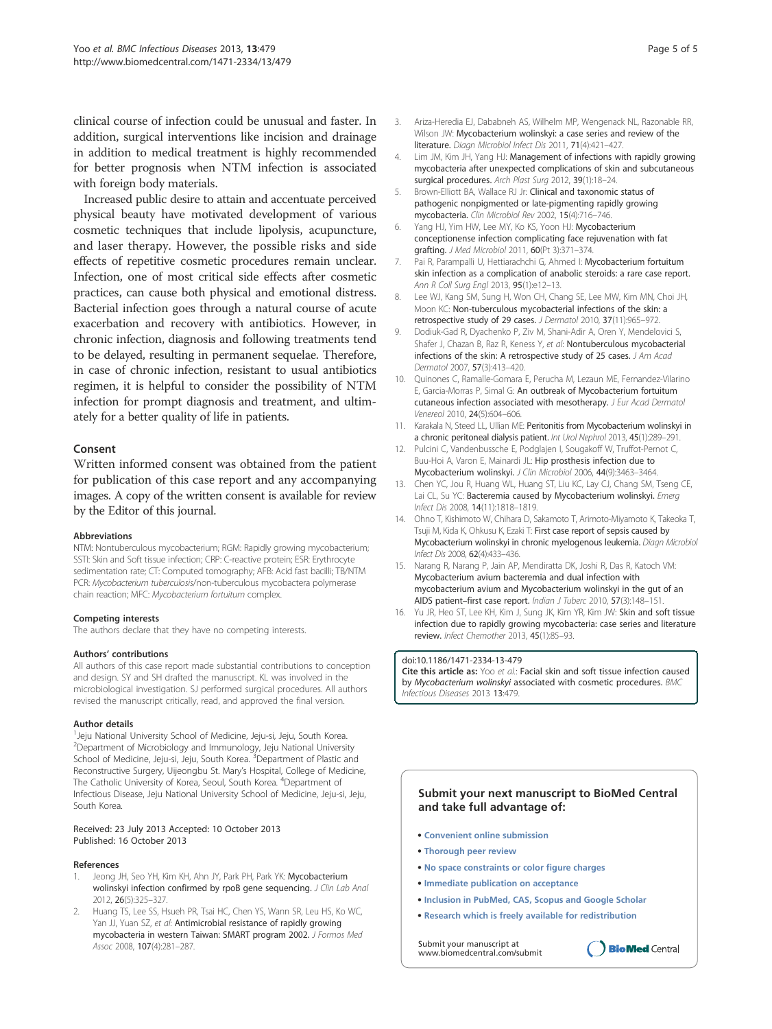clinical course of infection could be unusual and faster. In addition, surgical interventions like incision and drainage in addition to medical treatment is highly recommended for better prognosis when NTM infection is associated with foreign body materials.

Increased public desire to attain and accentuate perceived physical beauty have motivated development of various cosmetic techniques that include lipolysis, acupuncture, and laser therapy. However, the possible risks and side effects of repetitive cosmetic procedures remain unclear. Infection, one of most critical side effects after cosmetic practices, can cause both physical and emotional distress. Bacterial infection goes through a natural course of acute exacerbation and recovery with antibiotics. However, in chronic infection, diagnosis and following treatments tend to be delayed, resulting in permanent sequelae. Therefore, in case of chronic infection, resistant to usual antibiotics regimen, it is helpful to consider the possibility of NTM infection for prompt diagnosis and treatment, and ultimately for a better quality of life in patients.

## Consent

Written informed consent was obtained from the patient for publication of this case report and any accompanying images. A copy of the written consent is available for review by the Editor of this journal.

#### Abbreviations

NTM: Nontuberculous mycobacterium; RGM: Rapidly growing mycobacterium; SSTI: Skin and Soft tissue infection; CRP: C-reactive protein; ESR: Erythrocyte sedimentation rate; CT: Computed tomography; AFB: Acid fast bacilli; TB/NTM PCR: *Mycobacterium tuberculosis*/non-tuberculous mycobactera polymerase chain reaction; MFC: *Mycobacterium fortuitum* complex.

#### Competing interests

The authors declare that they have no competing interests.

#### Authors' contributions

All authors of this case report made substantial contributions to conception and design. SY and SH drafted the manuscript. KL was involved in the microbiological investigation. SJ performed surgical procedures. All authors revised the manuscript critically, read, and approved the final version.

#### Author details

[1]Jeju National University School of Medicine, Jeju-si, Jeju, South Korea. [2]Department of Microbiology and Immunology, Jeju National University School of Medicine, Jeju-si, Jeju, South Korea. [3]Department of Plastic and Reconstructive Surgery, Uijeongbu St. Mary's Hospital, College of Medicine, The Catholic University of Korea, Seoul, South Korea. [4]Department of Infectious Disease, Jeju National University School of Medicine, Jeju-si, Jeju, South Korea.

Received: 23 July 2013 Accepted: 10 October 2013
Published: 16 October 2013

#### References

1. Jeong JH, Seo YH, Kim KH, Ahn JY, Park PH, Park YK: **Mycobacterium wolinskyi infection confirmed by rpoB gene sequencing.** *J Clin Lab Anal* 2012, **26**(5):325–327.
2. Huang TS, Lee SS, Hsueh PR, Tsai HC, Chen YS, Wann SR, Leu HS, Ko WC, Yan JJ, Yuan SZ, *et al*: **Antimicrobial resistance of rapidly growing mycobacteria in western Taiwan: SMART program 2002.** *J Formos Med Assoc* 2008, **107**(4):281–287.
3. Ariza-Heredia EJ, Dababneh AS, Wilhelm MP, Wengenack NL, Razonable RR, Wilson JW: **Mycobacterium wolinskyi: a case series and review of the literature.** *Diagn Microbiol Infect Dis* 2011, **71**(4):421–427.
4. Lim JM, Kim JH, Yang HJ: **Management of infections with rapidly growing mycobacteria after unexpected complications of skin and subcutaneous surgical procedures.** *Arch Plast Surg* 2012, **39**(1):18–24.
5. Brown-Elliott BA, Wallace RJ Jr: **Clinical and taxonomic status of pathogenic nonpigmented or late-pigmenting rapidly growing mycobacteria.** *Clin Microbiol Rev* 2002, **15**(4):716–746.
6. Yang HJ, Yim HW, Lee MY, Ko KS, Yoon HJ: **Mycobacterium conceptionense infection complicating face rejuvenation with fat grafting.** *J Med Microbiol* 2011, **60**(Pt 3):371–374.
7. Pai R, Parampalli U, Hettiarachchi G, Ahmed I: **Mycobacterium fortuitum skin infection as a complication of anabolic steroids: a rare case report.** *Ann R Coll Surg Engl* 2013, **95**(1):e12–13.
8. Lee WJ, Kang SM, Sung H, Won CH, Chang SE, Lee MW, Kim MN, Choi JH, Moon KC: **Non-tuberculous mycobacterial infections of the skin: a retrospective study of 29 cases.** *J Dermatol* 2010, **37**(11):965–972.
9. Dodiuk-Gad R, Dyachenko P, Ziv M, Shani-Adir A, Oren Y, Mendelovici S, Shafer J, Chazan B, Raz R, Keness Y, *et al*: **Nontuberculous mycobacterial infections of the skin: A retrospective study of 25 cases.** *J Am Acad Dermatol* 2007, **57**(3):413–420.
10. Quinones C, Ramalle-Gomara E, Perucha M, Lezaun ME, Fernandez-Vilarino E, Garcia-Morras P, Simal G: **An outbreak of Mycobacterium fortuitum cutaneous infection associated with mesotherapy.** *J Eur Acad Dermatol Venereol* 2010, **24**(5):604–606.
11. Karakala N, Steed LL, Ullian ME: **Peritonitis from Mycobacterium wolinskyi in a chronic peritoneal dialysis patient.** *Int Urol Nephrol* 2013, **45**(1):289–291.
12. Pulcini C, Vandenbussche E, Podglajen I, Sougakoff W, Truffot-Pernot C, Buu-Hoi A, Varon E, Mainardi JL: **Hip prosthesis infection due to Mycobacterium wolinskyi.** *J Clin Microbiol* 2006, **44**(9):3463–3464.
13. Chen YC, Jou R, Huang WL, Huang ST, Liu KC, Lay CJ, Chang SM, Tseng CE, Lai CL, Su YC: **Bacteremia caused by Mycobacterium wolinskyi.** *Emerg Infect Dis* 2008, **14**(11):1818–1819.
14. Ohno T, Kishimoto W, Chihara D, Sakamoto T, Arimoto-Miyamoto K, Takeoka T, Tsuji M, Kida K, Ohkusu K, Ezaki T: **First case report of sepsis caused by Mycobacterium wolinskyi in chronic myelogenous leukemia.** *Diagn Microbiol Infect Dis* 2008, **62**(4):433–436.
15. Narang R, Narang P, Jain AP, Mendiratta DK, Joshi R, Das R, Katoch VM: **Mycobacterium avium bacteremia and dual infection with mycobacterium avium and Mycobacterium wolinskyi in the gut of an AIDS patient–first case report.** *Indian J Tuberc* 2010, **57**(3):148–151.
16. Yu JR, Heo ST, Lee KH, Kim J, Sung JK, Kim YR, Kim JW: **Skin and soft tissue infection due to rapidly growing mycobacteria: case series and literature review.** *Infect Chemother* 2013, **45**(1):85–93.

doi:10.1186/1471-2334-13-479

**Cite this article as:** Yoo *et al.*: Facial skin and soft tissue infection caused by *Mycobacterium wolinskyi* associated with cosmetic procedures. *BMC Infectious Diseases* 2013 **13**:479.

**Submit your next manuscript to BioMed Central and take full advantage of:**

- **Convenient online submission**
- **Thorough peer review**
- **No space constraints or color figure charges**
- **Immediate publication on acceptance**
- **Inclusion in PubMed, CAS, Scopus and Google Scholar**
- **Research which is freely available for redistribution**

Submit your manuscript at www.biomedcentral.com/submit

BioMed Central